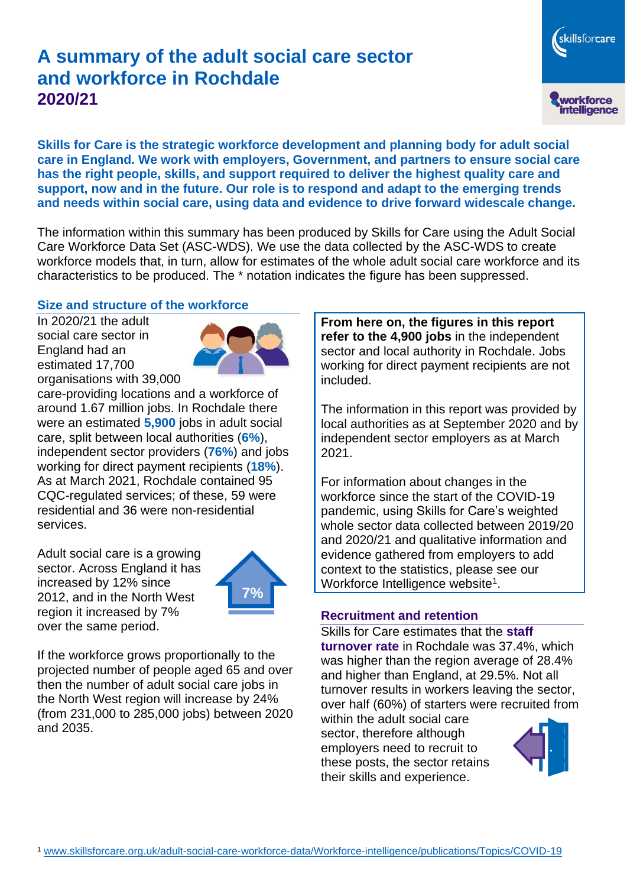# A summary of the adult social care sector and workforce in Rochdale

## 2020/21

**Skills for Care is the strategic workforce development and planning body for adult social care in England. We work with employers, Government, and partners to ensure social care has the right people, skills, and support required to deliver the highest quality care and support, now and in the future. Our role is to respond and adapt to the emerging trends and needs within social care, using data and evidence to drive forward widescale change.**

The information within this summary has been produced by Skills for Care using the Adult Social Care Workforce Data Set (ASC-WDS). We use the data collected by the ASC-WDS to create workforce models that, in turn, allow for estimates of the whole adult social care workforce and its characteristics to be produced. The * notation indicates the figure has been suppressed.

### Size and structure of the workforce

In 2020/21 the adult social care sector in England had an estimated 17,700 organisations with 39,000 care-providing locations and a workforce of around 1.67 million jobs. In Rochdale there were an estimated **5,900** jobs in adult social care, split between local authorities (**6%**), independent sector providers (**76%**) and jobs working for direct payment recipients (**18%**). As at March 2021, Rochdale contained 95 CQC-regulated services; of these, 59 were residential and 36 were non-residential services.

Adult social care is a growing sector. Across England it has increased by 12% since 2012, and in the North West region it increased by 7% over the same period.

7%

If the workforce grows proportionally to the projected number of people aged 65 and over then the number of adult social care jobs in the North West region will increase by 24% (from 231,000 to 285,000 jobs) between 2020 and 2035.

**From here on, the figures in this report refer to the 4,900 jobs** in the independent sector and local authority in Rochdale. Jobs working for direct payment recipients are not included.

The information in this report was provided by local authorities as at September 2020 and by independent sector employers as at March 2021.

For information about changes in the workforce since the start of the COVID-19 pandemic, using Skills for Care's weighted whole sector data collected between 2019/20 and 2020/21 and qualitative information and evidence gathered from employers to add context to the statistics, please see our Workforce Intelligence website[1].

### Recruitment and retention

Skills for Care estimates that the **staff turnover rate** in Rochdale was 37.4%, which was higher than the region average of 28.4% and higher than England, at 29.5%. Not all turnover results in workers leaving the sector, over half (60%) of starters were recruited from within the adult social care sector, therefore although employers need to recruit to these posts, the sector retains their skills and experience.

[1] www.skillsforcare.org.uk/adult-social-care-workforce-data/Workforce-intelligence/publications/Topics/COVID-19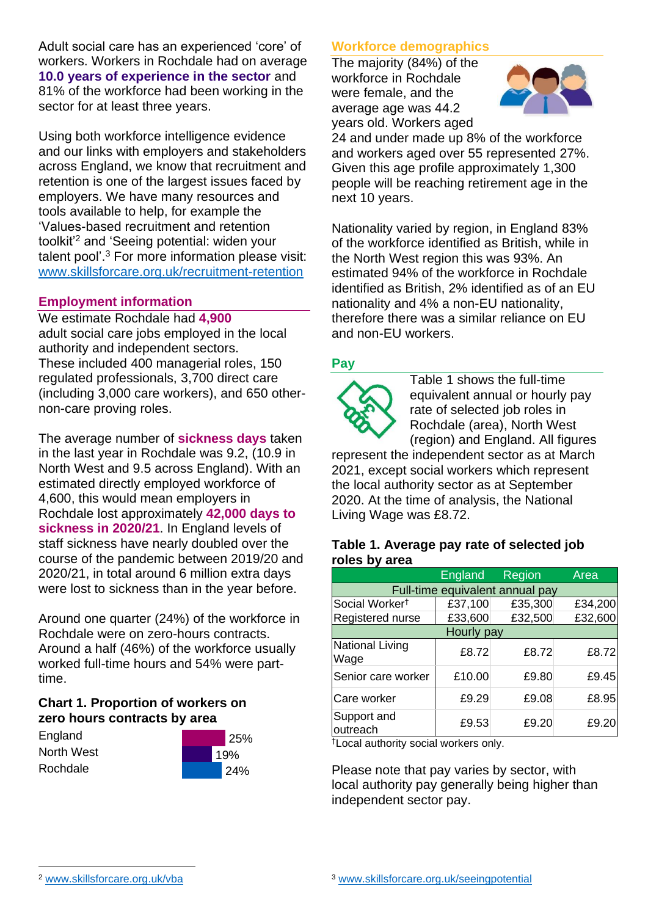Adult social care has an experienced 'core' of workers. Workers in Rochdale had on average **10.0 years of experience in the sector** and 81% of the workforce had been working in the sector for at least three years.

Using both workforce intelligence evidence and our links with employers and stakeholders across England, we know that recruitment and retention is one of the largest issues faced by employers. We have many resources and tools available to help, for example the 'Values-based recruitment and retention toolkit'[2] and 'Seeing potential: widen your talent pool'.[3] For more information please visit: www.skillsforcare.org.uk/recruitment-retention

## Employment information

We estimate Rochdale had **4,900** adult social care jobs employed in the local authority and independent sectors. These included 400 managerial roles, 150 regulated professionals, 3,700 direct care (including 3,000 care workers), and 650 other-non-care proving roles.

The average number of **sickness days** taken in the last year in Rochdale was 9.2, (10.9 in North West and 9.5 across England). With an estimated directly employed workforce of 4,600, this would mean employers in Rochdale lost approximately **42,000 days to sickness in 2020/21**. In England levels of staff sickness have nearly doubled over the course of the pandemic between 2019/20 and 2020/21, in total around 6 million extra days were lost to sickness than in the year before.

Around one quarter (24%) of the workforce in Rochdale were on zero-hours contracts. Around a half (46%) of the workforce usually worked full-time hours and 54% were part-time.

### Chart 1. Proportion of workers on zero hours contracts by area

| Area | Proportion |
|---|---|
| England | 25% |
| North West | 19% |
| Rochdale | 24% |

## Workforce demographics

The majority (84%) of the workforce in Rochdale were female, and the average age was 44.2 years old. Workers aged 24 and under made up 8% of the workforce and workers aged over 55 represented 27%. Given this age profile approximately 1,300 people will be reaching retirement age in the next 10 years.

Nationality varied by region, in England 83% of the workforce identified as British, while in the North West region this was 93%. An estimated 94% of the workforce in Rochdale identified as British, 2% identified as of an EU nationality and 4% a non-EU nationality, therefore there was a similar reliance on EU and non-EU workers.

## Pay

Table 1 shows the full-time equivalent annual or hourly pay rate of selected job roles in Rochdale (area), North West (region) and England. All figures represent the independent sector as at March 2021, except social workers which represent the local authority sector as at September 2020. At the time of analysis, the National Living Wage was £8.72.

### Table 1. Average pay rate of selected job roles by area

| | England | Region | Area |
|---|---|---|---|
| **Full-time equivalent annual pay** | | | |
| Social Worker† | £37,100 | £35,300 | £34,200 |
| Registered nurse | £33,600 | £32,500 | £32,600 |
| **Hourly pay** | | | |
| National Living Wage | £8.72 | £8.72 | £8.72 |
| Senior care worker | £10.00 | £9.80 | £9.45 |
| Care worker | £9.29 | £9.08 | £8.95 |
| Support and outreach | £9.53 | £9.20 | £9.20 |

†Local authority social workers only.

Please note that pay varies by sector, with local authority pay generally being higher than independent sector pay.

[2] www.skillsforcare.org.uk/vba

[3] www.skillsforcare.org.uk/seeingpotential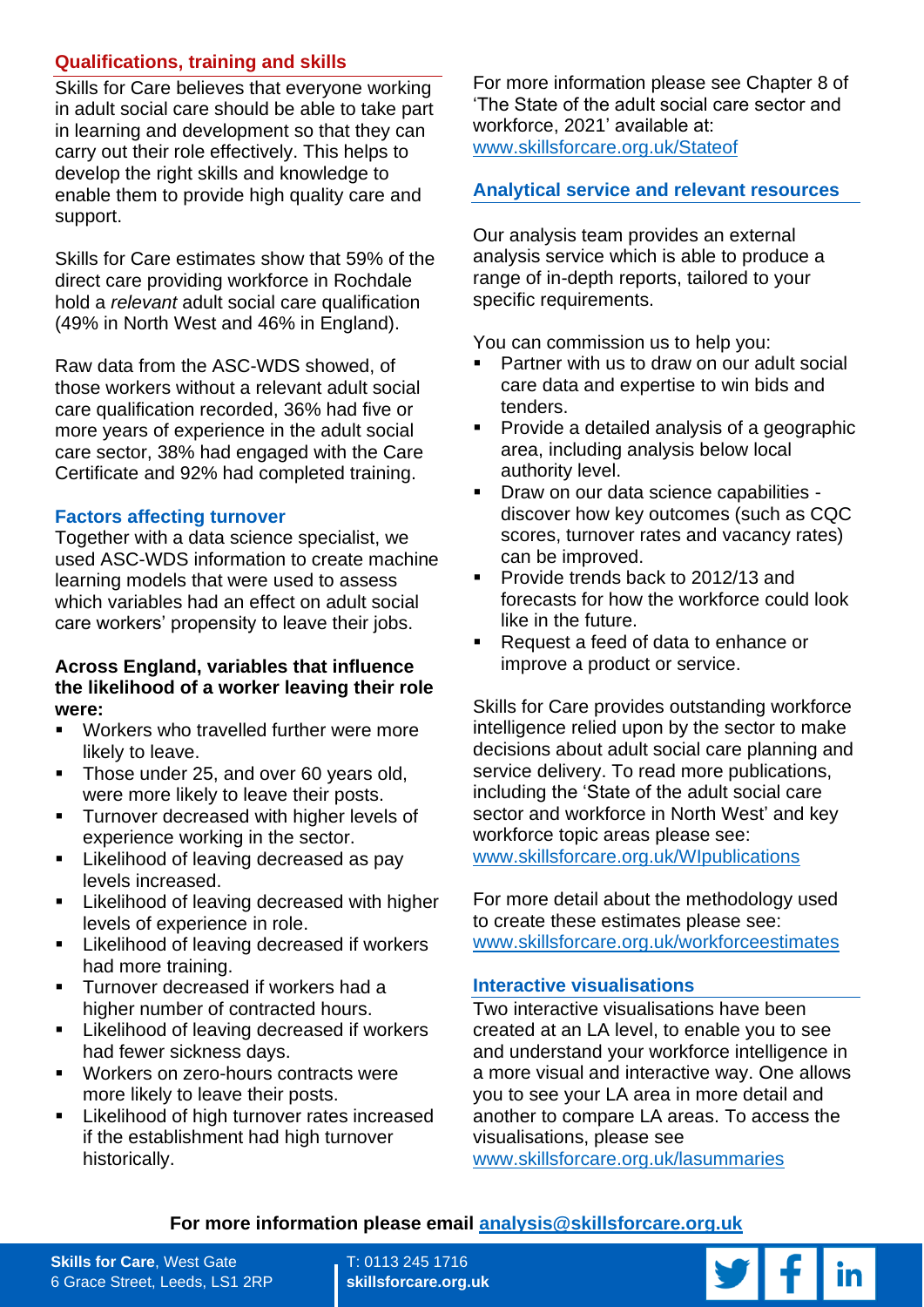## Qualifications, training and skills

Skills for Care believes that everyone working in adult social care should be able to take part in learning and development so that they can carry out their role effectively. This helps to develop the right skills and knowledge to enable them to provide high quality care and support.

Skills for Care estimates show that 59% of the direct care providing workforce in Rochdale hold a *relevant* adult social care qualification (49% in North West and 46% in England).

Raw data from the ASC-WDS showed, of those workers without a relevant adult social care qualification recorded, 36% had five or more years of experience in the adult social care sector, 38% had engaged with the Care Certificate and 92% had completed training.

## Factors affecting turnover

Together with a data science specialist, we used ASC-WDS information to create machine learning models that were used to assess which variables had an effect on adult social care workers' propensity to leave their jobs.

**Across England, variables that influence the likelihood of a worker leaving their role were:**

- Workers who travelled further were more likely to leave.
- Those under 25, and over 60 years old, were more likely to leave their posts.
- Turnover decreased with higher levels of experience working in the sector.
- Likelihood of leaving decreased as pay levels increased.
- Likelihood of leaving decreased with higher levels of experience in role.
- Likelihood of leaving decreased if workers had more training.
- Turnover decreased if workers had a higher number of contracted hours.
- Likelihood of leaving decreased if workers had fewer sickness days.
- Workers on zero-hours contracts were more likely to leave their posts.
- Likelihood of high turnover rates increased if the establishment had high turnover historically.

For more information please see Chapter 8 of 'The State of the adult social care sector and workforce, 2021' available at: www.skillsforcare.org.uk/Stateof

## Analytical service and relevant resources

Our analysis team provides an external analysis service which is able to produce a range of in-depth reports, tailored to your specific requirements.

You can commission us to help you:

- Partner with us to draw on our adult social care data and expertise to win bids and tenders.
- Provide a detailed analysis of a geographic area, including analysis below local authority level.
- Draw on our data science capabilities - discover how key outcomes (such as CQC scores, turnover rates and vacancy rates) can be improved.
- Provide trends back to 2012/13 and forecasts for how the workforce could look like in the future.
- Request a feed of data to enhance or improve a product or service.

Skills for Care provides outstanding workforce intelligence relied upon by the sector to make decisions about adult social care planning and service delivery. To read more publications, including the 'State of the adult social care sector and workforce in North West' and key workforce topic areas please see: www.skillsforcare.org.uk/WIpublications

For more detail about the methodology used to create these estimates please see: www.skillsforcare.org.uk/workforceestimates

## Interactive visualisations

Two interactive visualisations have been created at an LA level, to enable you to see and understand your workforce intelligence in a more visual and interactive way. One allows you to see your LA area in more detail and another to compare LA areas. To access the visualisations, please see www.skillsforcare.org.uk/lasummaries

**For more information please email analysis@skillsforcare.org.uk**

**Skills for Care**, West Gate
6 Grace Street, Leeds, LS1 2RP

T: 0113 245 1716
**skillsforcare.org.uk**